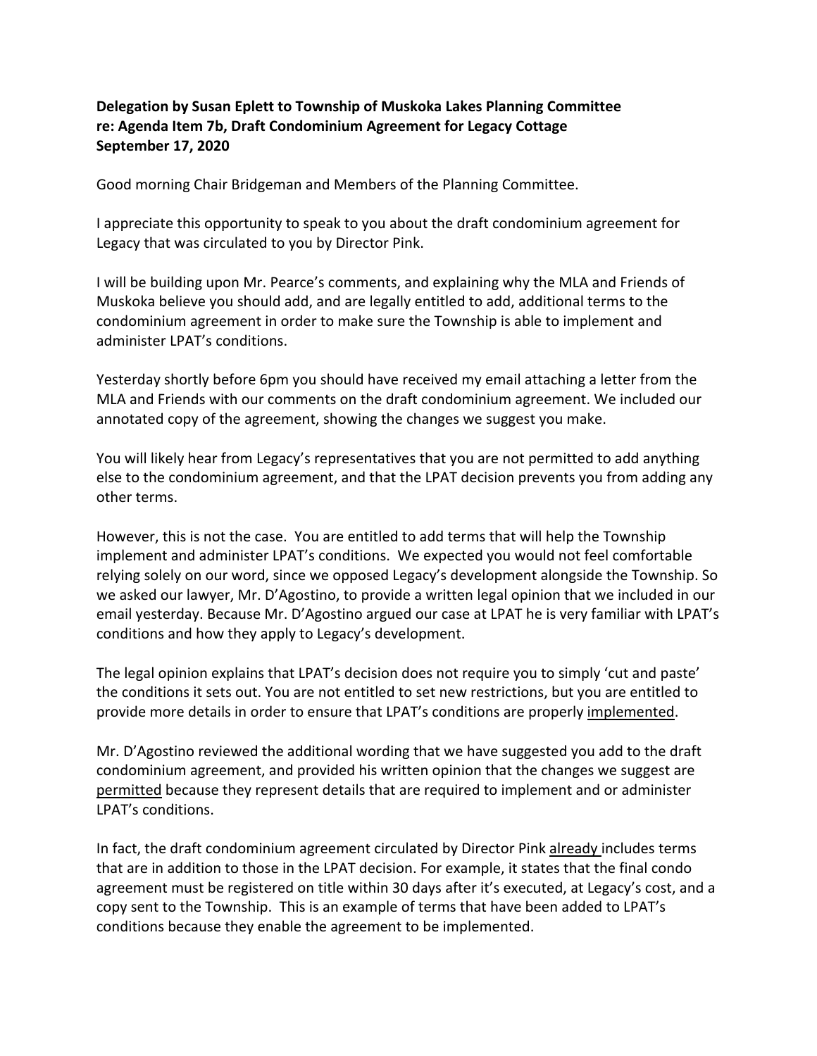**Delegation by Susan Eplett to Township of Muskoka Lakes Planning Committee**
**re: Agenda Item 7b, Draft Condominium Agreement for Legacy Cottage**
**September 17, 2020**

Good morning Chair Bridgeman and Members of the Planning Committee.

I appreciate this opportunity to speak to you about the draft condominium agreement for Legacy that was circulated to you by Director Pink.

I will be building upon Mr. Pearce's comments, and explaining why the MLA and Friends of Muskoka believe you should add, and are legally entitled to add, additional terms to the condominium agreement in order to make sure the Township is able to implement and administer LPAT's conditions.

Yesterday shortly before 6pm you should have received my email attaching a letter from the MLA and Friends with our comments on the draft condominium agreement. We included our annotated copy of the agreement, showing the changes we suggest you make.

You will likely hear from Legacy's representatives that you are not permitted to add anything else to the condominium agreement, and that the LPAT decision prevents you from adding any other terms.

However, this is not the case. You are entitled to add terms that will help the Township implement and administer LPAT's conditions. We expected you would not feel comfortable relying solely on our word, since we opposed Legacy's development alongside the Township. So we asked our lawyer, Mr. D'Agostino, to provide a written legal opinion that we included in our email yesterday. Because Mr. D'Agostino argued our case at LPAT he is very familiar with LPAT's conditions and how they apply to Legacy's development.

The legal opinion explains that LPAT's decision does not require you to simply 'cut and paste' the conditions it sets out. You are not entitled to set new restrictions, but you are entitled to provide more details in order to ensure that LPAT's conditions are properly <u>implemented</u>.

Mr. D'Agostino reviewed the additional wording that we have suggested you add to the draft condominium agreement, and provided his written opinion that the changes we suggest are <u>permitted</u> because they represent details that are required to implement and or administer LPAT's conditions.

In fact, the draft condominium agreement circulated by Director Pink <u>already</u> includes terms that are in addition to those in the LPAT decision. For example, it states that the final condo agreement must be registered on title within 30 days after it's executed, at Legacy's cost, and a copy sent to the Township. This is an example of terms that have been added to LPAT's conditions because they enable the agreement to be implemented.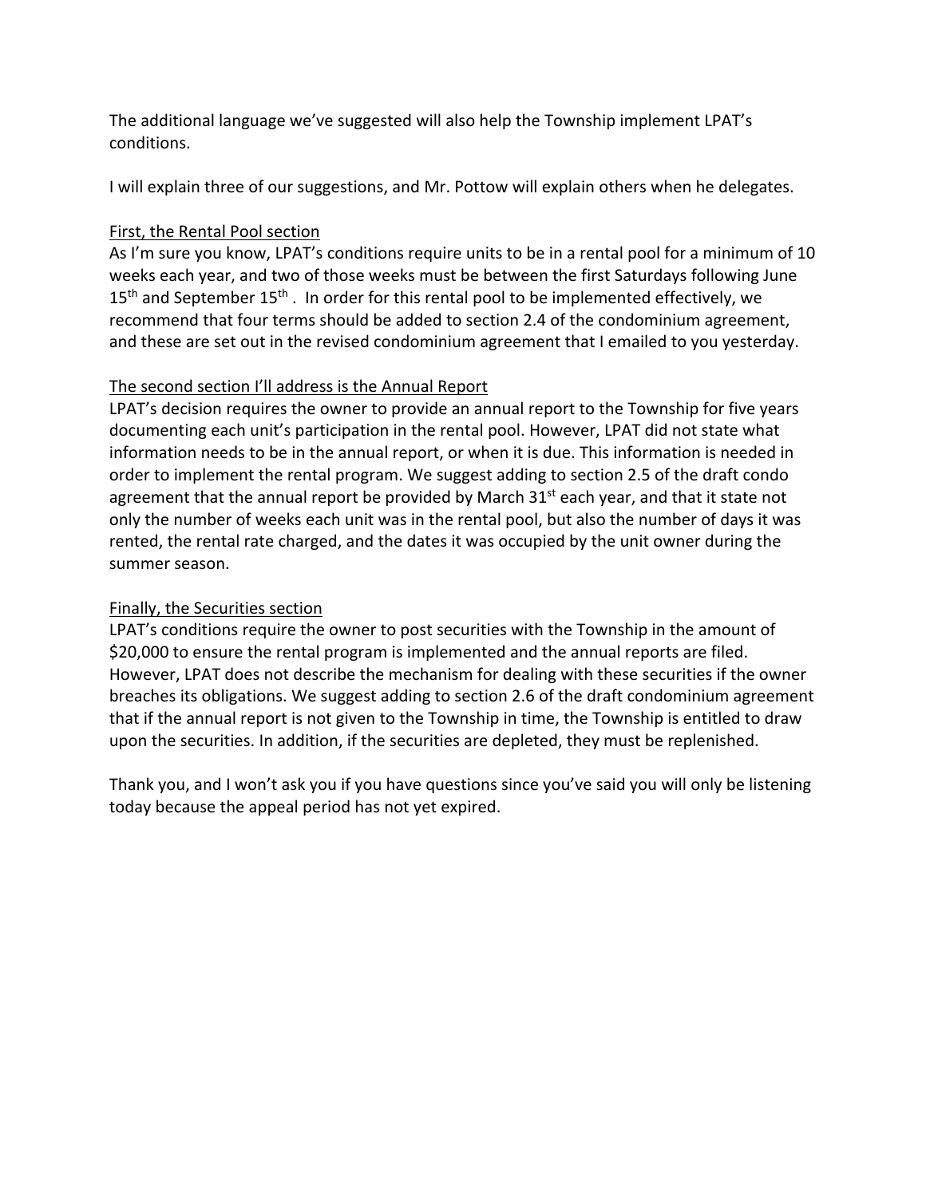The additional language we've suggested will also help the Township implement LPAT's conditions.

I will explain three of our suggestions, and Mr. Pottow will explain others when he delegates.

<u>First, the Rental Pool section</u>
As I'm sure you know, LPAT's conditions require units to be in a rental pool for a minimum of 10 weeks each year, and two of those weeks must be between the first Saturdays following June 15th and September 15th . In order for this rental pool to be implemented effectively, we recommend that four terms should be added to section 2.4 of the condominium agreement, and these are set out in the revised condominium agreement that I emailed to you yesterday.

<u>The second section I'll address is the Annual Report</u>
LPAT's decision requires the owner to provide an annual report to the Township for five years documenting each unit's participation in the rental pool. However, LPAT did not state what information needs to be in the annual report, or when it is due. This information is needed in order to implement the rental program. We suggest adding to section 2.5 of the draft condo agreement that the annual report be provided by March 31st each year, and that it state not only the number of weeks each unit was in the rental pool, but also the number of days it was rented, the rental rate charged, and the dates it was occupied by the unit owner during the summer season.

<u>Finally, the Securities section</u>
LPAT's conditions require the owner to post securities with the Township in the amount of $20,000 to ensure the rental program is implemented and the annual reports are filed. However, LPAT does not describe the mechanism for dealing with these securities if the owner breaches its obligations. We suggest adding to section 2.6 of the draft condominium agreement that if the annual report is not given to the Township in time, the Township is entitled to draw upon the securities. In addition, if the securities are depleted, they must be replenished.

Thank you, and I won't ask you if you have questions since you've said you will only be listening today because the appeal period has not yet expired.